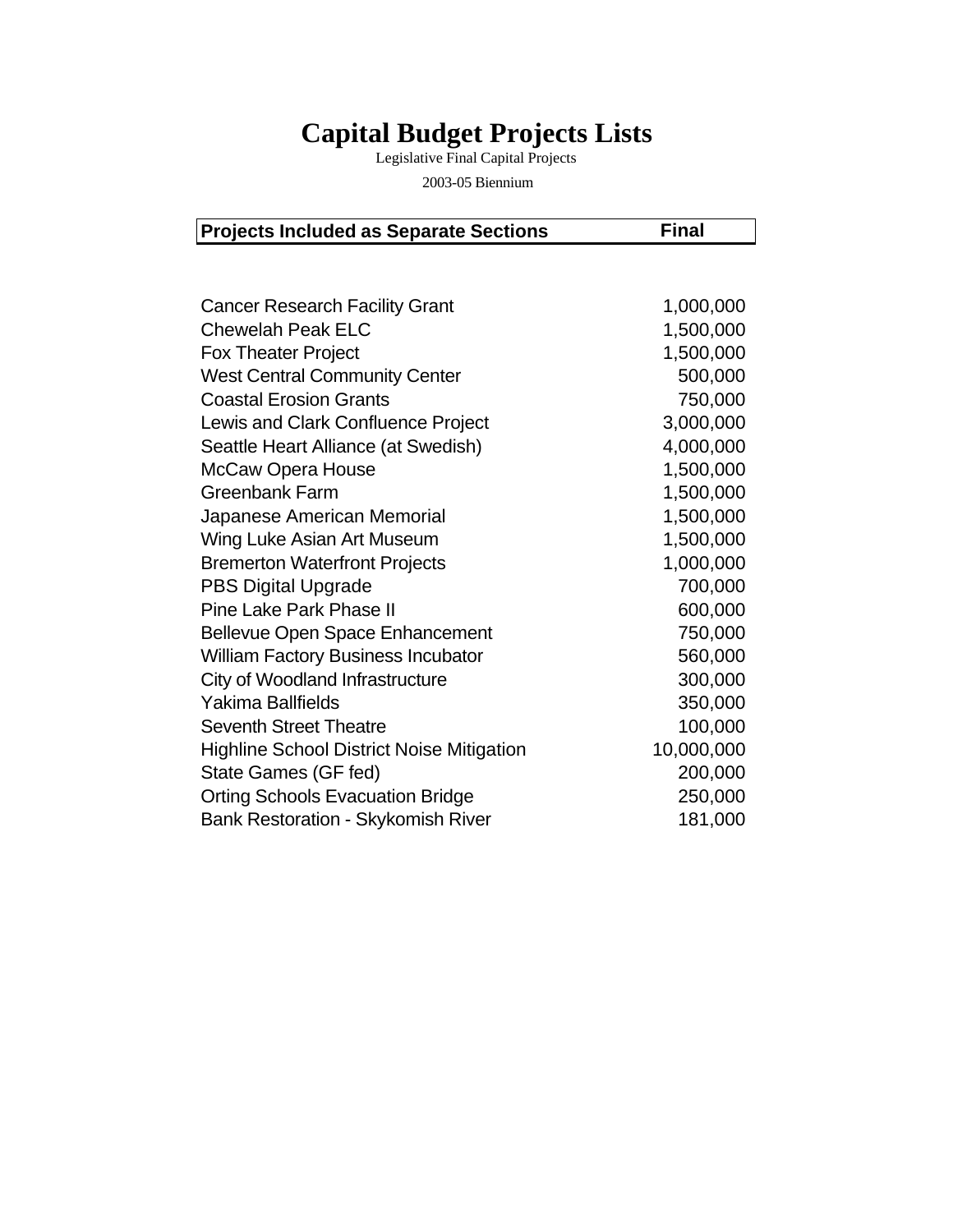# Capital Budget Projects Lists

Legislative Final Capital Projects

2003-05 Biennium

| Projects Included as Separate Sections | Final |
|---|---|
| Cancer Research Facility Grant | 1,000,000 |
| Chewelah Peak ELC | 1,500,000 |
| Fox Theater Project | 1,500,000 |
| West Central Community Center | 500,000 |
| Coastal Erosion Grants | 750,000 |
| Lewis and Clark Confluence Project | 3,000,000 |
| Seattle Heart Alliance (at Swedish) | 4,000,000 |
| McCaw Opera House | 1,500,000 |
| Greenbank Farm | 1,500,000 |
| Japanese American Memorial | 1,500,000 |
| Wing Luke Asian Art Museum | 1,500,000 |
| Bremerton Waterfront Projects | 1,000,000 |
| PBS Digital Upgrade | 700,000 |
| Pine Lake Park Phase II | 600,000 |
| Bellevue Open Space Enhancement | 750,000 |
| William Factory Business Incubator | 560,000 |
| City of Woodland Infrastructure | 300,000 |
| Yakima Ballfields | 350,000 |
| Seventh Street Theatre | 100,000 |
| Highline School District Noise Mitigation | 10,000,000 |
| State Games (GF fed) | 200,000 |
| Orting Schools Evacuation Bridge | 250,000 |
| Bank Restoration - Skykomish River | 181,000 |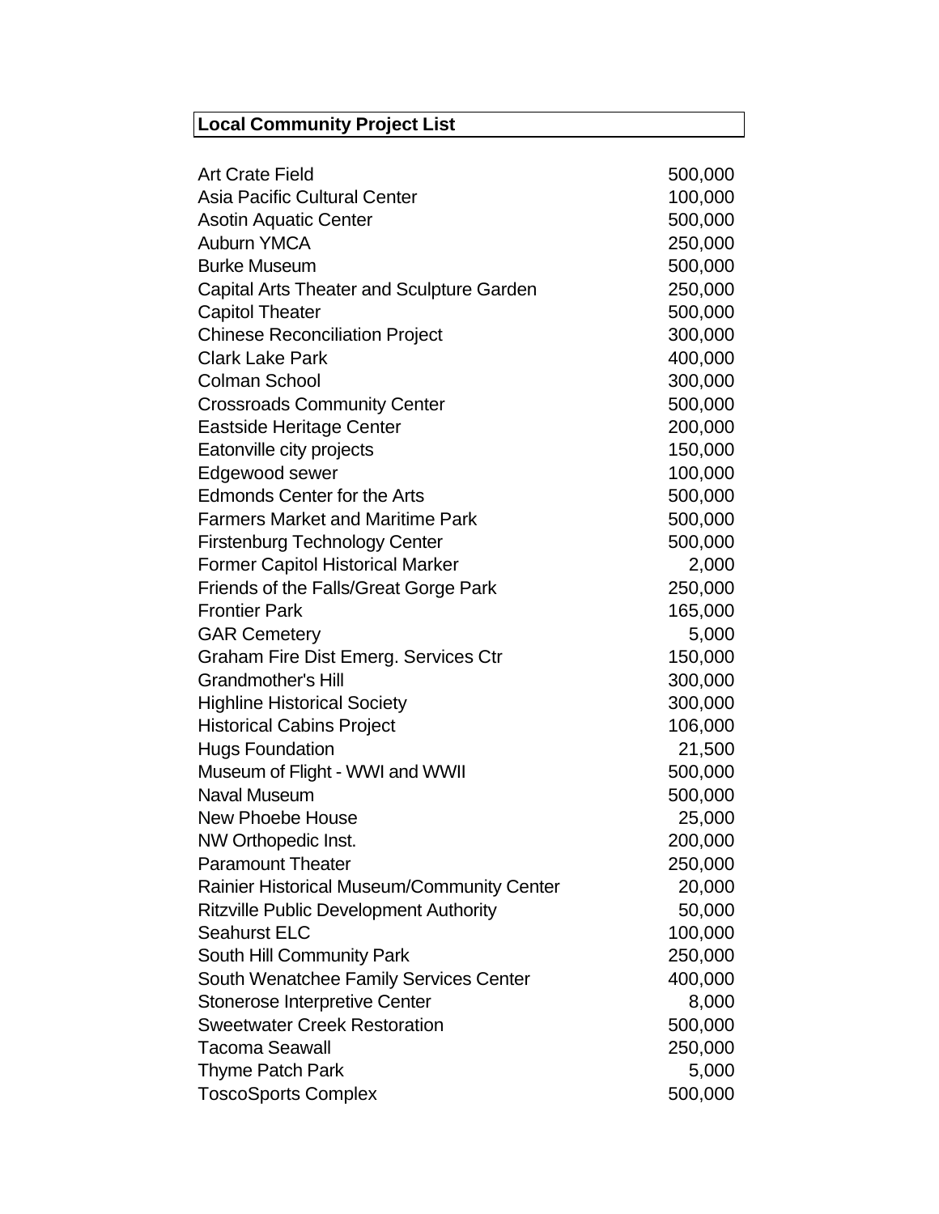**Local Community Project List**

| | |
|---|---:|
| Art Crate Field | 500,000 |
| Asia Pacific Cultural Center | 100,000 |
| Asotin Aquatic Center | 500,000 |
| Auburn YMCA | 250,000 |
| Burke Museum | 500,000 |
| Capital Arts Theater and Sculpture Garden | 250,000 |
| Capitol Theater | 500,000 |
| Chinese Reconciliation Project | 300,000 |
| Clark Lake Park | 400,000 |
| Colman School | 300,000 |
| Crossroads Community Center | 500,000 |
| Eastside Heritage Center | 200,000 |
| Eatonville city projects | 150,000 |
| Edgewood sewer | 100,000 |
| Edmonds Center for the Arts | 500,000 |
| Farmers Market and Maritime Park | 500,000 |
| Firstenburg Technology Center | 500,000 |
| Former Capitol Historical Marker | 2,000 |
| Friends of the Falls/Great Gorge Park | 250,000 |
| Frontier Park | 165,000 |
| GAR Cemetery | 5,000 |
| Graham Fire Dist Emerg. Services Ctr | 150,000 |
| Grandmother's Hill | 300,000 |
| Highline Historical Society | 300,000 |
| Historical Cabins Project | 106,000 |
| Hugs Foundation | 21,500 |
| Museum of Flight - WWI and WWII | 500,000 |
| Naval Museum | 500,000 |
| New Phoebe House | 25,000 |
| NW Orthopedic Inst. | 200,000 |
| Paramount Theater | 250,000 |
| Rainier Historical Museum/Community Center | 20,000 |
| Ritzville Public Development Authority | 50,000 |
| Seahurst ELC | 100,000 |
| South Hill Community Park | 250,000 |
| South Wenatchee Family Services Center | 400,000 |
| Stonerose Interpretive Center | 8,000 |
| Sweetwater Creek Restoration | 500,000 |
| Tacoma Seawall | 250,000 |
| Thyme Patch Park | 5,000 |
| ToscoSports Complex | 500,000 |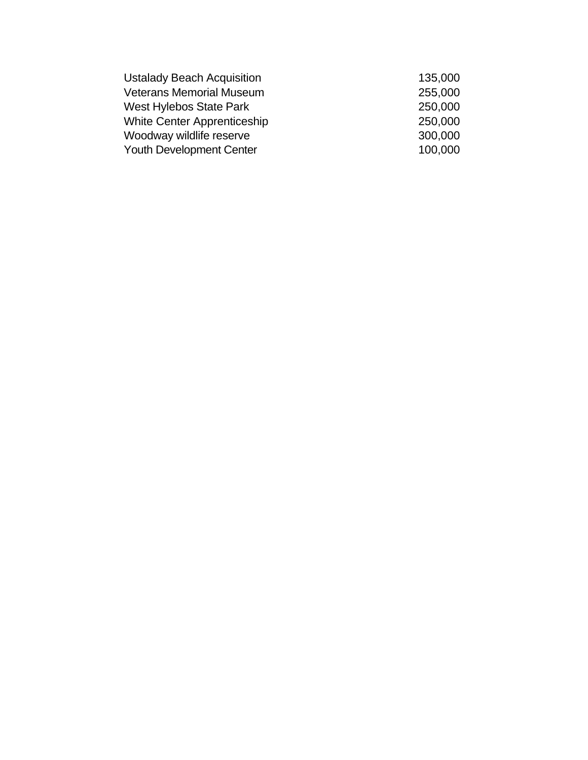| | |
|---|---|
| Ustalady Beach Acquisition | 135,000 |
| Veterans Memorial Museum | 255,000 |
| West Hylebos State Park | 250,000 |
| White Center Apprenticeship | 250,000 |
| Woodway wildlife reserve | 300,000 |
| Youth Development Center | 100,000 |